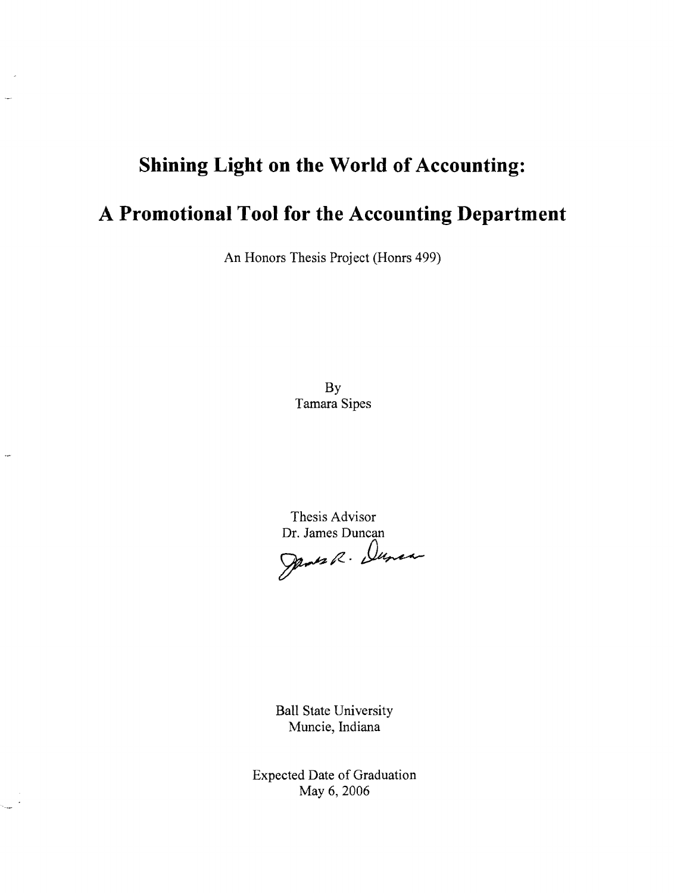# Shining Light on the World of Accounting:

# A Promotional Tool for the Accounting Department

An Honors Thesis Project (Honrs 499)

By
Tamara Sipes

Thesis Advisor
Dr. James Duncan

Ball State University
Muncie, Indiana

Expected Date of Graduation
May 6, 2006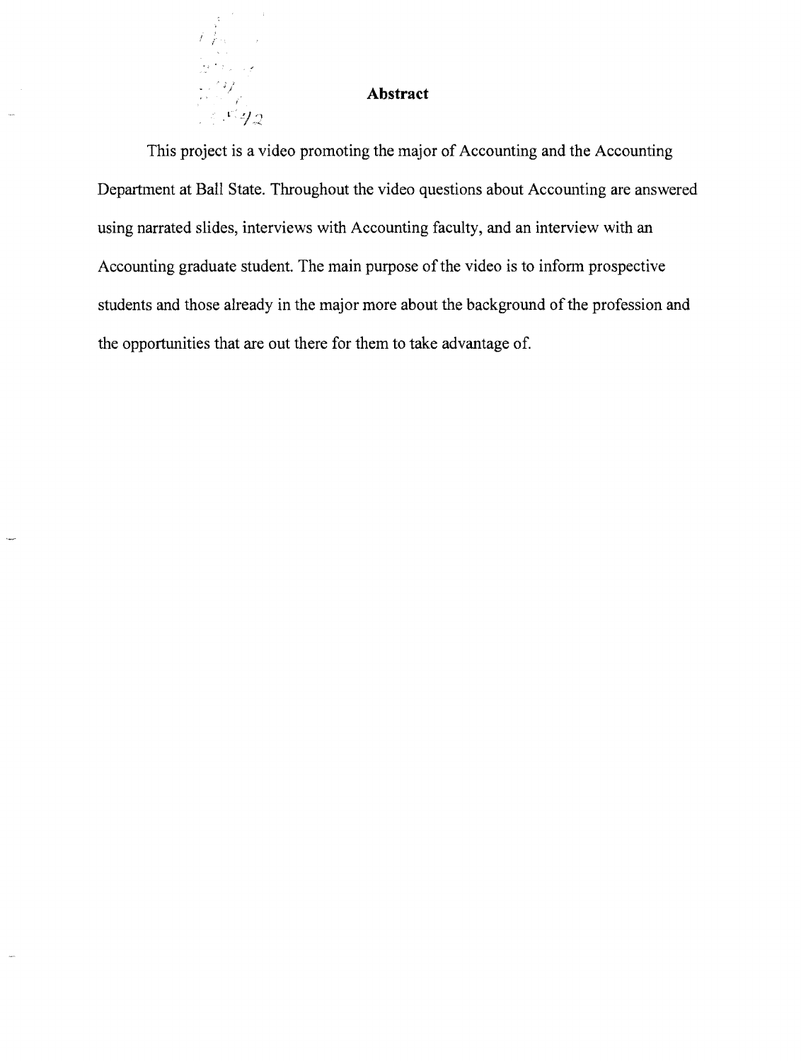## Abstract

This project is a video promoting the major of Accounting and the Accounting Department at Ball State. Throughout the video questions about Accounting are answered using narrated slides, interviews with Accounting faculty, and an interview with an Accounting graduate student. The main purpose of the video is to inform prospective students and those already in the major more about the background of the profession and the opportunities that are out there for them to take advantage of.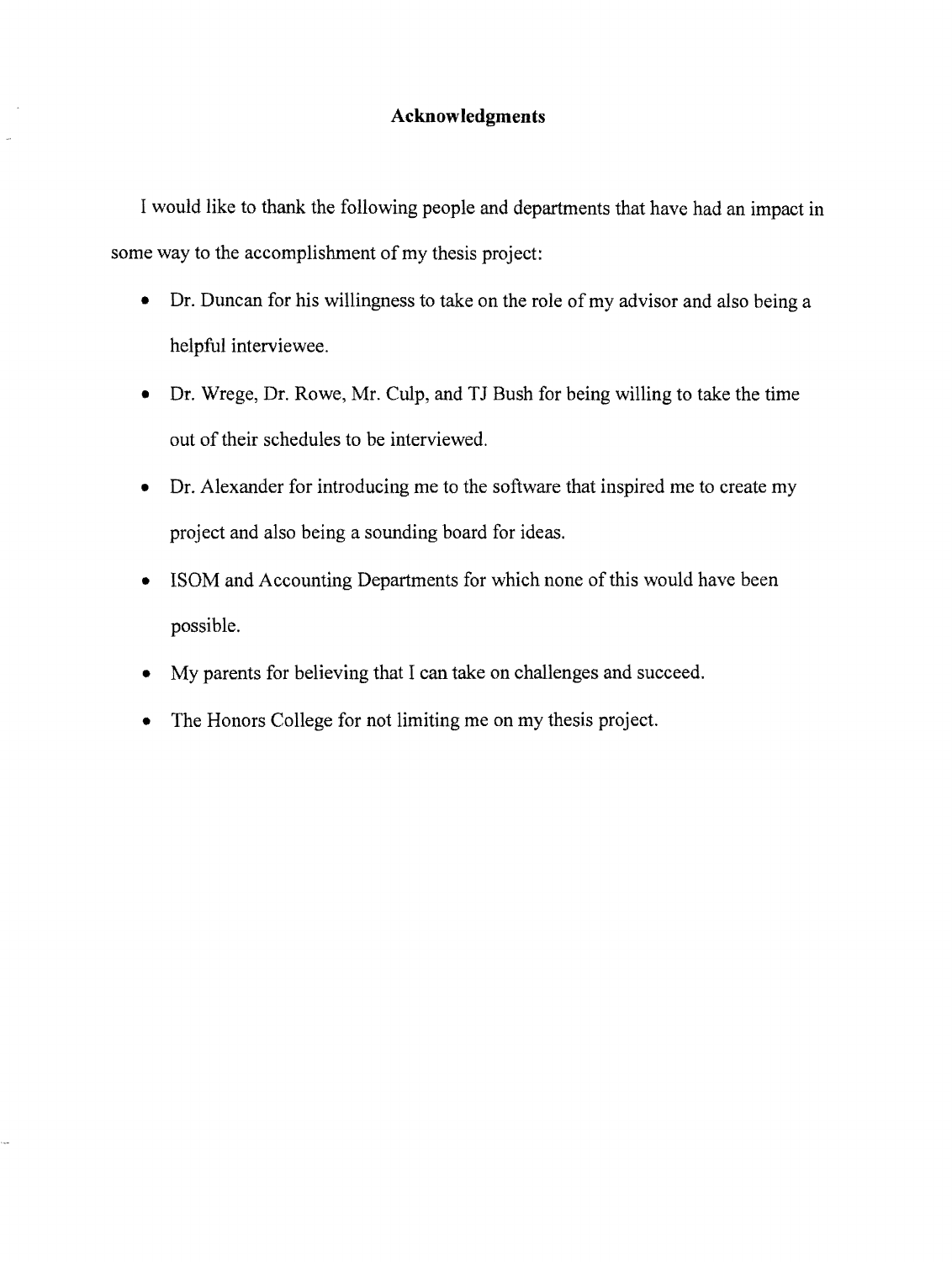## Acknowledgments

I would like to thank the following people and departments that have had an impact in some way to the accomplishment of my thesis project:

- Dr. Duncan for his willingness to take on the role of my advisor and also being a helpful interviewee.
- Dr. Wrege, Dr. Rowe, Mr. Culp, and TJ Bush for being willing to take the time out of their schedules to be interviewed.
- Dr. Alexander for introducing me to the software that inspired me to create my project and also being a sounding board for ideas.
- ISOM and Accounting Departments for which none of this would have been possible.
- My parents for believing that I can take on challenges and succeed.
- The Honors College for not limiting me on my thesis project.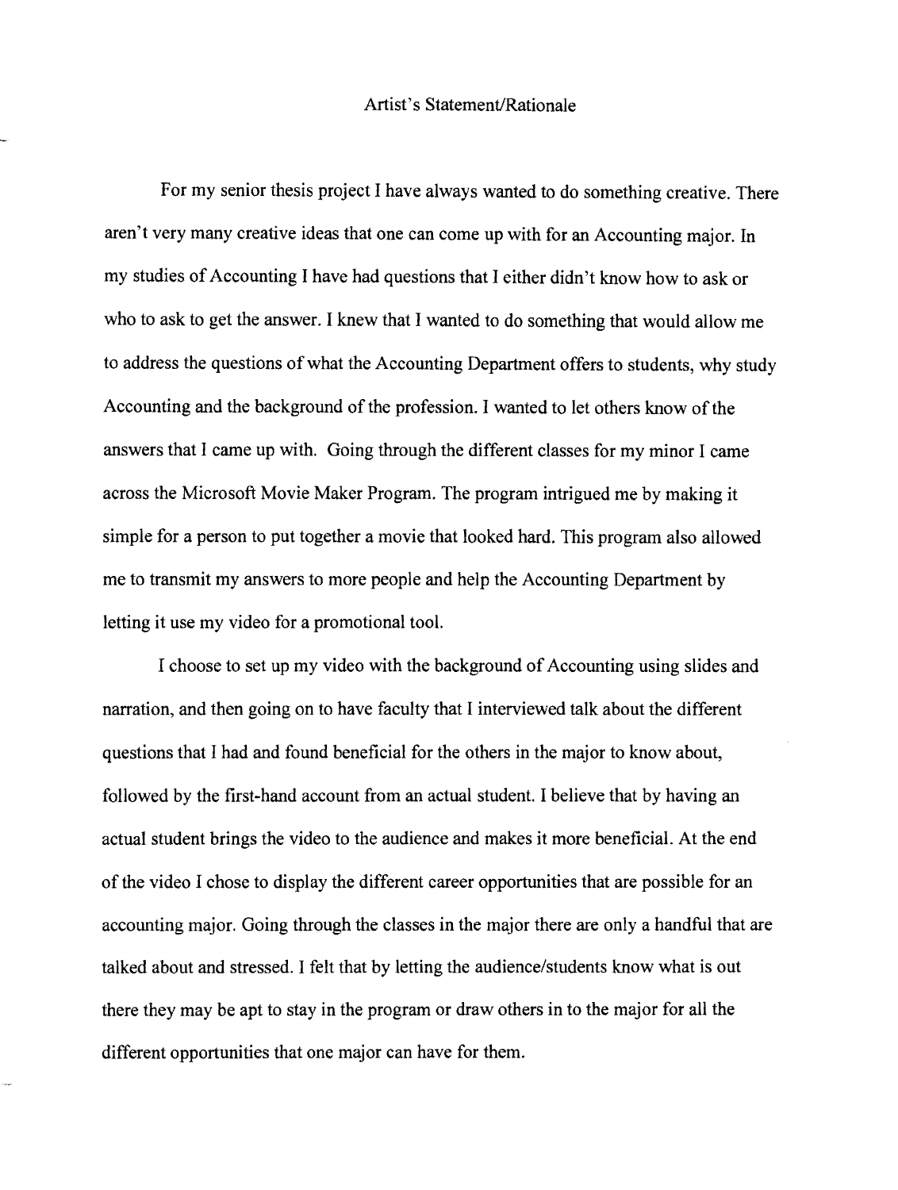# Artist's Statement/Rationale

For my senior thesis project I have always wanted to do something creative. There aren't very many creative ideas that one can come up with for an Accounting major. In my studies of Accounting I have had questions that I either didn't know how to ask or who to ask to get the answer. I knew that I wanted to do something that would allow me to address the questions of what the Accounting Department offers to students, why study Accounting and the background of the profession. I wanted to let others know of the answers that I came up with. Going through the different classes for my minor I came across the Microsoft Movie Maker Program. The program intrigued me by making it simple for a person to put together a movie that looked hard. This program also allowed me to transmit my answers to more people and help the Accounting Department by letting it use my video for a promotional tool.

I choose to set up my video with the background of Accounting using slides and narration, and then going on to have faculty that I interviewed talk about the different questions that I had and found beneficial for the others in the major to know about, followed by the first-hand account from an actual student. I believe that by having an actual student brings the video to the audience and makes it more beneficial. At the end of the video I chose to display the different career opportunities that are possible for an accounting major. Going through the classes in the major there are only a handful that are talked about and stressed. I felt that by letting the audience/students know what is out there they may be apt to stay in the program or draw others in to the major for all the different opportunities that one major can have for them.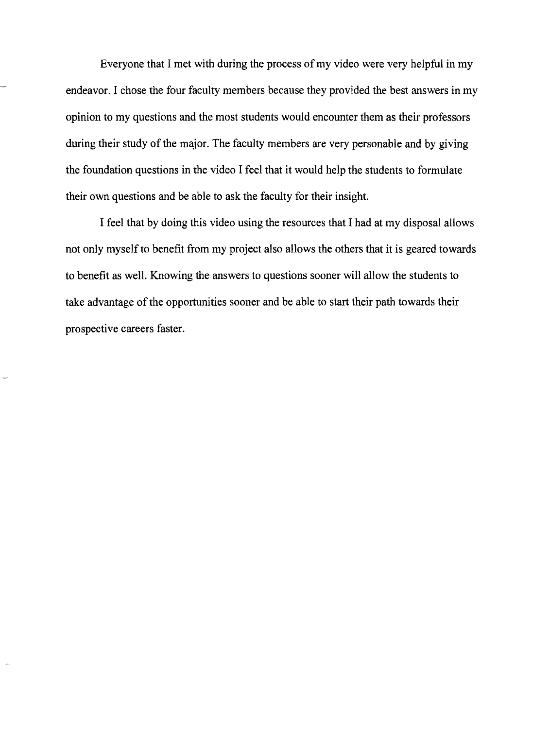Everyone that I met with during the process of my video were very helpful in my endeavor. I chose the four faculty members because they provided the best answers in my opinion to my questions and the most students would encounter them as their professors during their study of the major. The faculty members are very personable and by giving the foundation questions in the video I feel that it would help the students to formulate their own questions and be able to ask the faculty for their insight.

I feel that by doing this video using the resources that I had at my disposal allows not only myself to benefit from my project also allows the others that it is geared towards to benefit as well. Knowing the answers to questions sooner will allow the students to take advantage of the opportunities sooner and be able to start their path towards their prospective careers faster.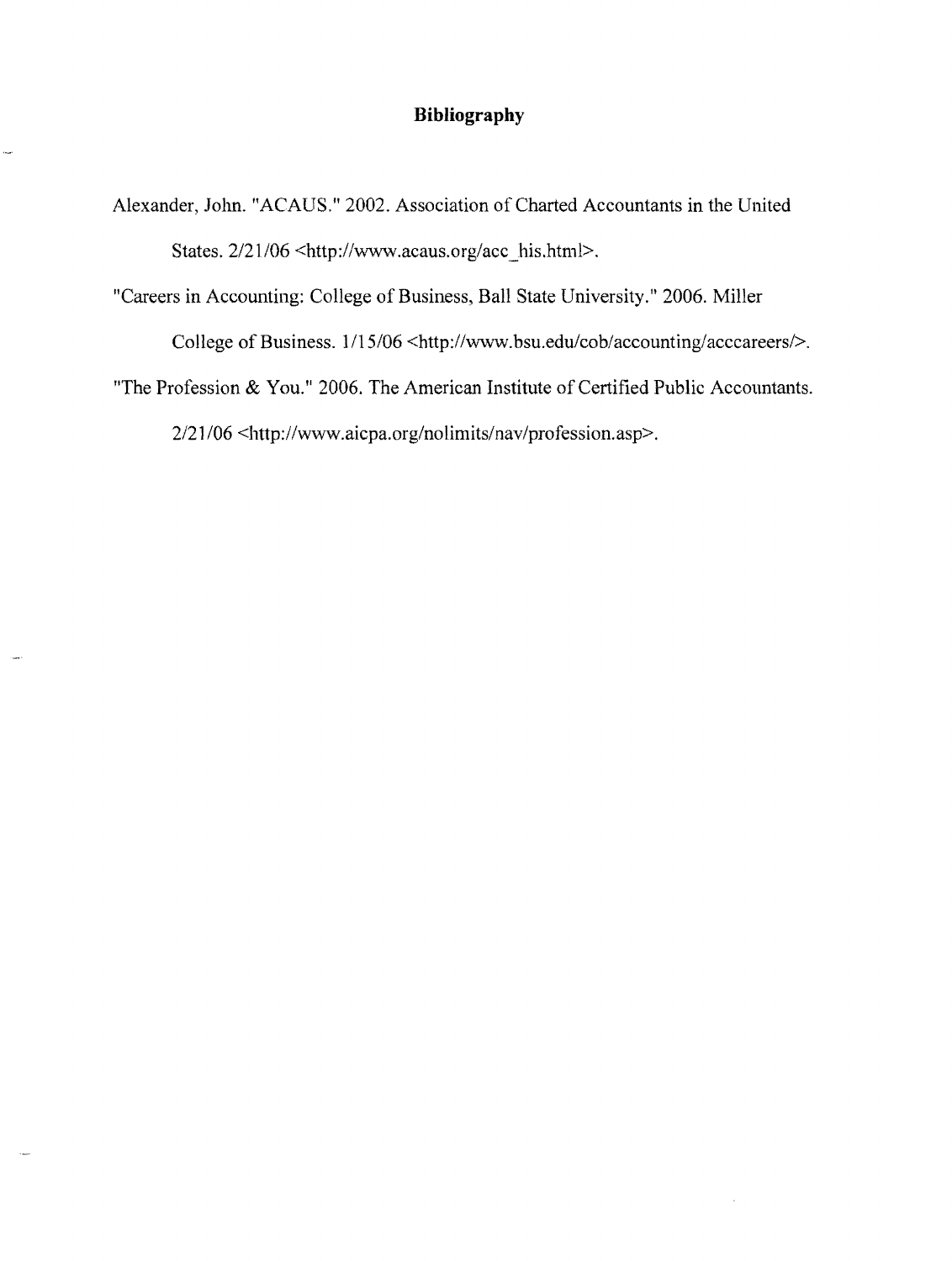# Bibliography

Alexander, John. "ACAUS." 2002. Association of Charted Accountants in the United States. 2/21/06 <http://www.acaus.org/acc_his.html>.

"Careers in Accounting: College of Business, Ball State University." 2006. Miller College of Business. 1/15/06 <http://www.bsu.edu/cob/accounting/acccareers/>.

"The Profession & You." 2006. The American Institute of Certified Public Accountants. 2/21/06 <http://www.aicpa.org/nolimits/nav/profession.asp>.